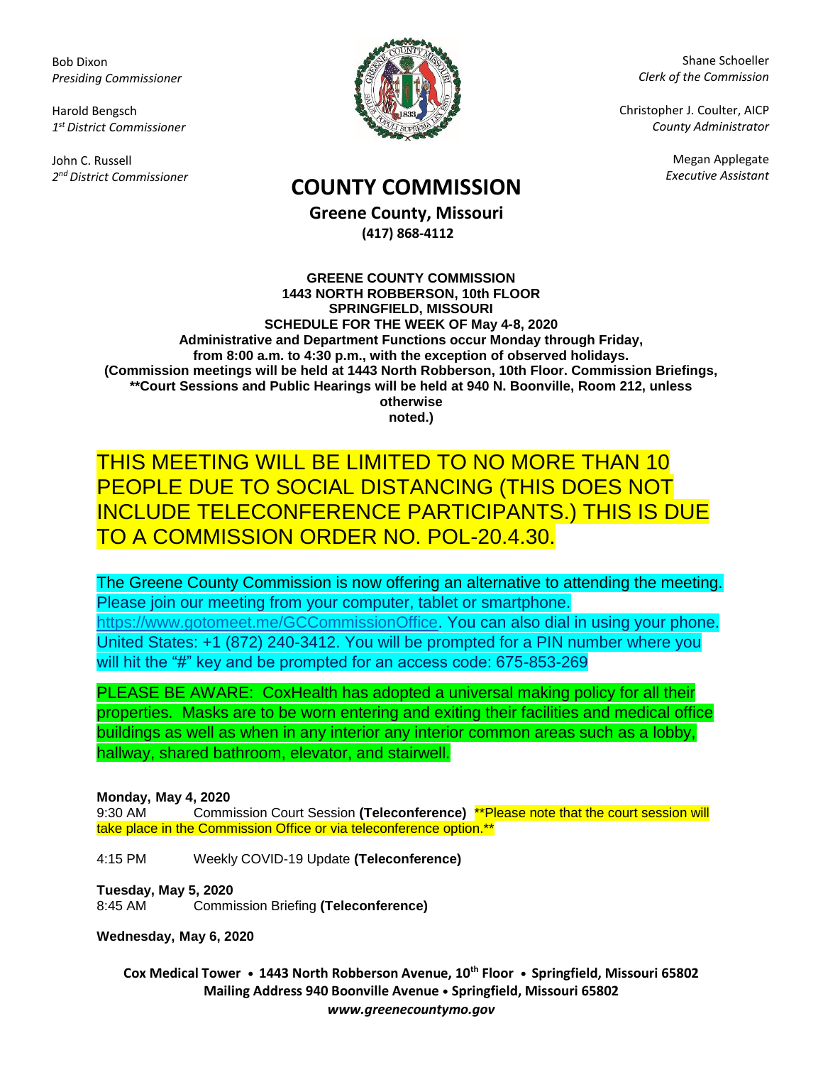Bob Dixon
*Presiding Commissioner*

Harold Bengsch
*1st District Commissioner*

John C. Russell
*2nd District Commissioner*

Shane Schoeller
*Clerk of the Commission*

Christopher J. Coulter, AICP
*County Administrator*

Megan Applegate
*Executive Assistant*

# COUNTY COMMISSION

**Greene County, Missouri**
**(417) 868-4112**

**GREENE COUNTY COMMISSION**
**1443 NORTH ROBBERSON, 10th FLOOR**
**SPRINGFIELD, MISSOURI**
**SCHEDULE FOR THE WEEK OF May 4-8, 2020**
**Administrative and Department Functions occur Monday through Friday, from 8:00 a.m. to 4:30 p.m., with the exception of observed holidays.**
**(Commission meetings will be held at 1443 North Robberson, 10th Floor. Commission Briefings, **Court Sessions and Public Hearings will be held at 940 N. Boonville, Room 212, unless otherwise noted.)**

THIS MEETING WILL BE LIMITED TO NO MORE THAN 10 PEOPLE DUE TO SOCIAL DISTANCING (THIS DOES NOT INCLUDE TELECONFERENCE PARTICIPANTS.) THIS IS DUE TO A COMMISSION ORDER NO. POL-20.4.30.

The Greene County Commission is now offering an alternative to attending the meeting. Please join our meeting from your computer, tablet or smartphone. https://www.gotomeet.me/GCCommissionOffice. You can also dial in using your phone. United States: +1 (872) 240-3412. You will be prompted for a PIN number where you will hit the "#" key and be prompted for an access code: 675-853-269

PLEASE BE AWARE: CoxHealth has adopted a universal making policy for all their properties. Masks are to be worn entering and exiting their facilities and medical office buildings as well as when in any interior any interior common areas such as a lobby, hallway, shared bathroom, elevator, and stairwell.

**Monday, May 4, 2020**
9:30 AM Commission Court Session **(Teleconference)** **Please note that the court session will take place in the Commission Office or via teleconference option.**

4:15 PM Weekly COVID-19 Update **(Teleconference)**

**Tuesday, May 5, 2020**
8:45 AM Commission Briefing **(Teleconference)**

**Wednesday, May 6, 2020**

**Cox Medical Tower • 1443 North Robberson Avenue, 10th Floor • Springfield, Missouri 65802**
**Mailing Address 940 Boonville Avenue • Springfield, Missouri 65802**
***www.greenecountymo.gov***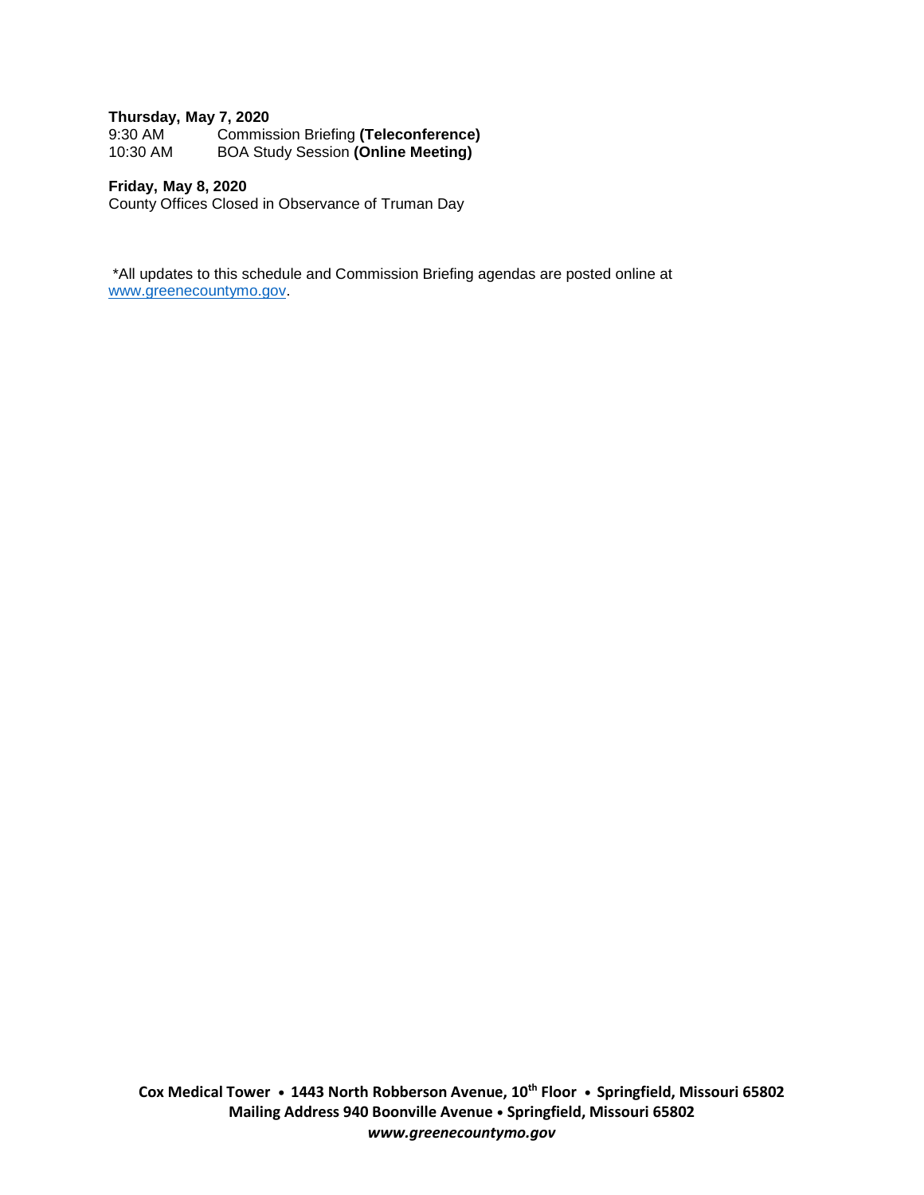**Thursday, May 7, 2020**

9:30 AM Commission Briefing **(Teleconference)**
10:30 AM BOA Study Session **(Online Meeting)**

**Friday, May 8, 2020**

County Offices Closed in Observance of Truman Day

*All updates to this schedule and Commission Briefing agendas are posted online at www.greenecountymo.gov.

**Cox Medical Tower • 1443 North Robberson Avenue, 10th Floor • Springfield, Missouri 65802**
**Mailing Address 940 Boonville Avenue • Springfield, Missouri 65802**
***www.greenecountymo.gov***